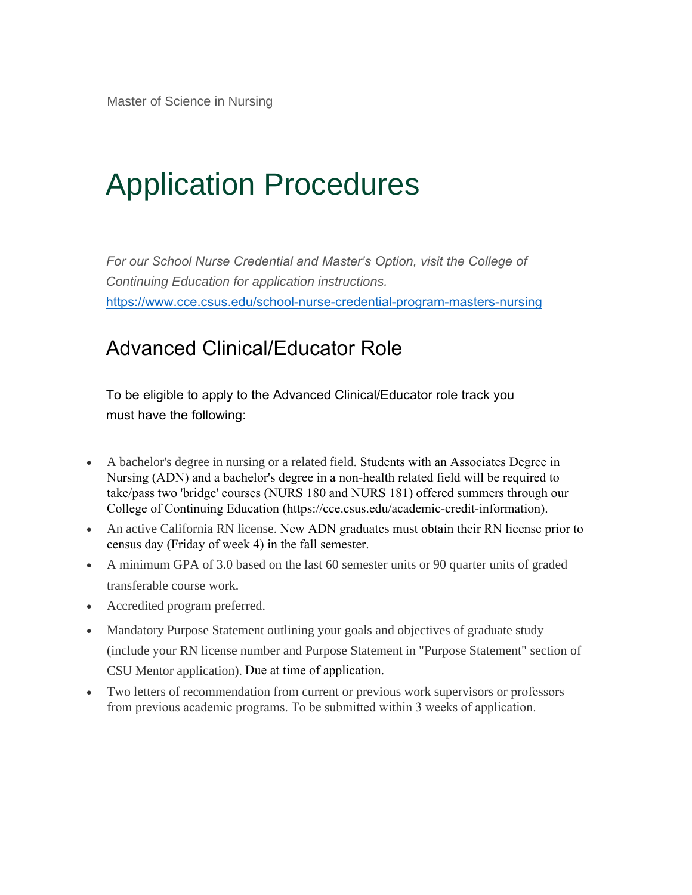Master of Science in Nursing

# Application Procedures

*For our School Nurse Credential and Master's Option, visit the College of Continuing Education for application instructions.*
https://www.cce.csus.edu/school-nurse-credential-program-masters-nursing

## Advanced Clinical/Educator Role

To be eligible to apply to the Advanced Clinical/Educator role track you must have the following:

- A bachelor's degree in nursing or a related field. Students with an Associates Degree in Nursing (ADN) and a bachelor's degree in a non-health related field will be required to take/pass two 'bridge' courses (NURS 180 and NURS 181) offered summers through our College of Continuing Education (https://cce.csus.edu/academic-credit-information).
- An active California RN license. New ADN graduates must obtain their RN license prior to census day (Friday of week 4) in the fall semester.
- A minimum GPA of 3.0 based on the last 60 semester units or 90 quarter units of graded transferable course work.
- Accredited program preferred.
- Mandatory Purpose Statement outlining your goals and objectives of graduate study (include your RN license number and Purpose Statement in "Purpose Statement" section of CSU Mentor application). Due at time of application.
- Two letters of recommendation from current or previous work supervisors or professors from previous academic programs. To be submitted within 3 weeks of application.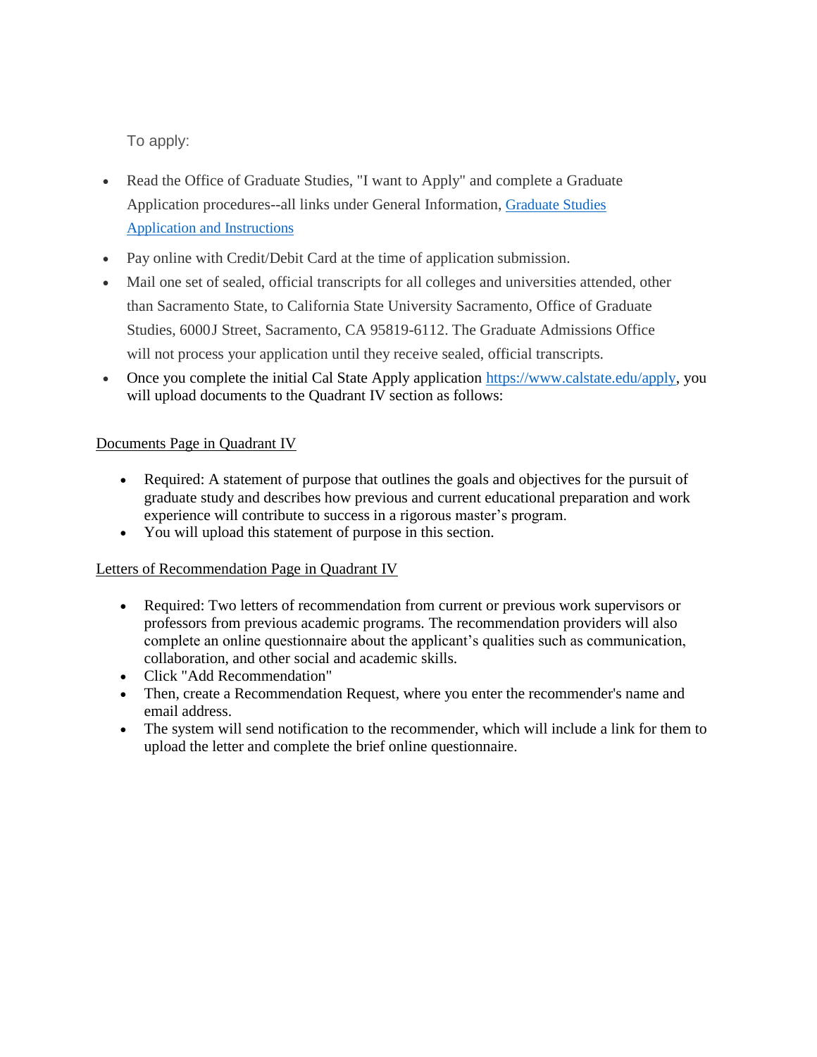To apply:

- Read the Office of Graduate Studies, "I want to Apply" and complete a Graduate Application procedures--all links under General Information, [Graduate Studies Application and Instructions]()
- Pay online with Credit/Debit Card at the time of application submission.
- Mail one set of sealed, official transcripts for all colleges and universities attended, other than Sacramento State, to California State University Sacramento, Office of Graduate Studies, 6000J Street, Sacramento, CA 95819-6112. The Graduate Admissions Office will not process your application until they receive sealed, official transcripts.
- Once you complete the initial Cal State Apply application https://www.calstate.edu/apply, you will upload documents to the Quadrant IV section as follows:

<u>Documents Page in Quadrant IV</u>

- Required: A statement of purpose that outlines the goals and objectives for the pursuit of graduate study and describes how previous and current educational preparation and work experience will contribute to success in a rigorous master's program.
- You will upload this statement of purpose in this section.

<u>Letters of Recommendation Page in Quadrant IV</u>

- Required: Two letters of recommendation from current or previous work supervisors or professors from previous academic programs. The recommendation providers will also complete an online questionnaire about the applicant's qualities such as communication, collaboration, and other social and academic skills.
- Click "Add Recommendation"
- Then, create a Recommendation Request, where you enter the recommender's name and email address.
- The system will send notification to the recommender, which will include a link for them to upload the letter and complete the brief online questionnaire.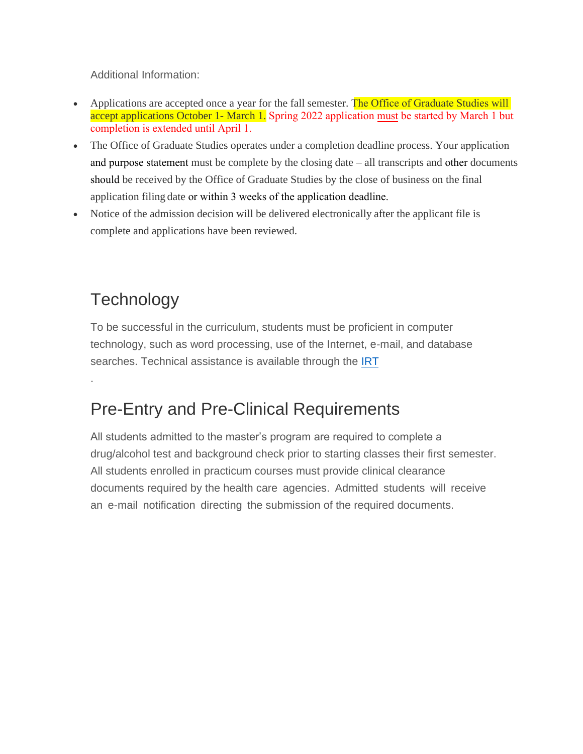Additional Information:

- Applications are accepted once a year for the fall semester. The Office of Graduate Studies will accept applications October 1- March 1. Spring 2022 application must be started by March 1 but completion is extended until April 1.
- The Office of Graduate Studies operates under a completion deadline process. Your application and purpose statement must be complete by the closing date – all transcripts and other documents should be received by the Office of Graduate Studies by the close of business on the final application filing date or within 3 weeks of the application deadline.
- Notice of the admission decision will be delivered electronically after the applicant file is complete and applications have been reviewed.

## Technology

To be successful in the curriculum, students must be proficient in computer technology, such as word processing, use of the Internet, e-mail, and database searches. Technical assistance is available through the IRT

.

## Pre-Entry and Pre-Clinical Requirements

All students admitted to the master's program are required to complete a drug/alcohol test and background check prior to starting classes their first semester. All students enrolled in practicum courses must provide clinical clearance documents required by the health care agencies. Admitted students will receive an e-mail notification directing the submission of the required documents.